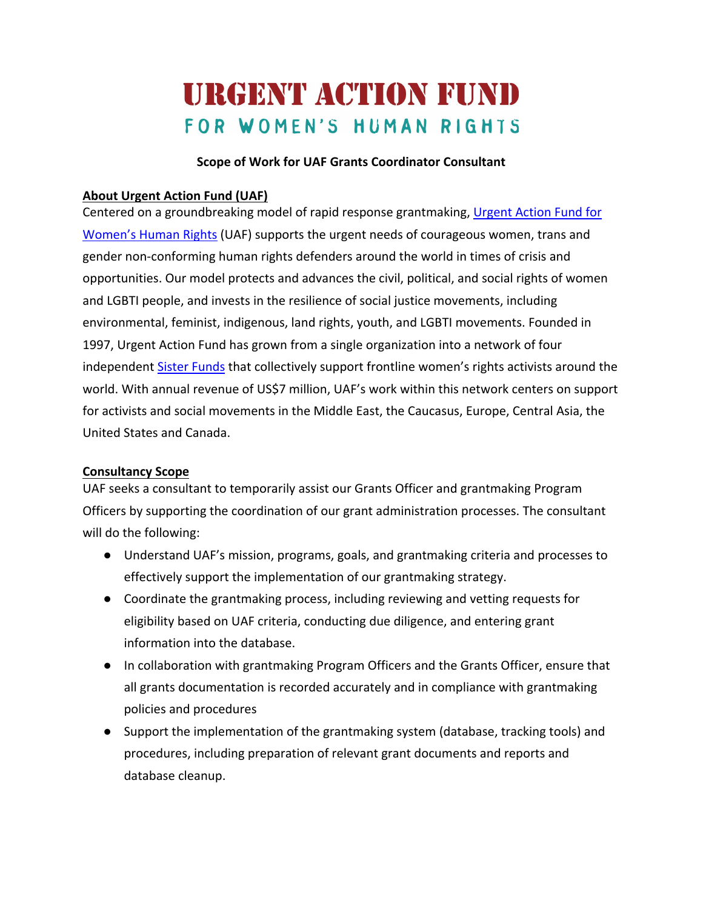# URGENT ACTION FUND
## FOR WOMEN'S HUMAN RIGHTS

**Scope of Work for UAF Grants Coordinator Consultant**

**About Urgent Action Fund (UAF)**

Centered on a groundbreaking model of rapid response grantmaking, Urgent Action Fund for Women's Human Rights (UAF) supports the urgent needs of courageous women, trans and gender non-conforming human rights defenders around the world in times of crisis and opportunities. Our model protects and advances the civil, political, and social rights of women and LGBTI people, and invests in the resilience of social justice movements, including environmental, feminist, indigenous, land rights, youth, and LGBTI movements. Founded in 1997, Urgent Action Fund has grown from a single organization into a network of four independent Sister Funds that collectively support frontline women's rights activists around the world. With annual revenue of US$7 million, UAF's work within this network centers on support for activists and social movements in the Middle East, the Caucasus, Europe, Central Asia, the United States and Canada.

**Consultancy Scope**

UAF seeks a consultant to temporarily assist our Grants Officer and grantmaking Program Officers by supporting the coordination of our grant administration processes. The consultant will do the following:

- Understand UAF's mission, programs, goals, and grantmaking criteria and processes to effectively support the implementation of our grantmaking strategy.
- Coordinate the grantmaking process, including reviewing and vetting requests for eligibility based on UAF criteria, conducting due diligence, and entering grant information into the database.
- In collaboration with grantmaking Program Officers and the Grants Officer, ensure that all grants documentation is recorded accurately and in compliance with grantmaking policies and procedures
- Support the implementation of the grantmaking system (database, tracking tools) and procedures, including preparation of relevant grant documents and reports and database cleanup.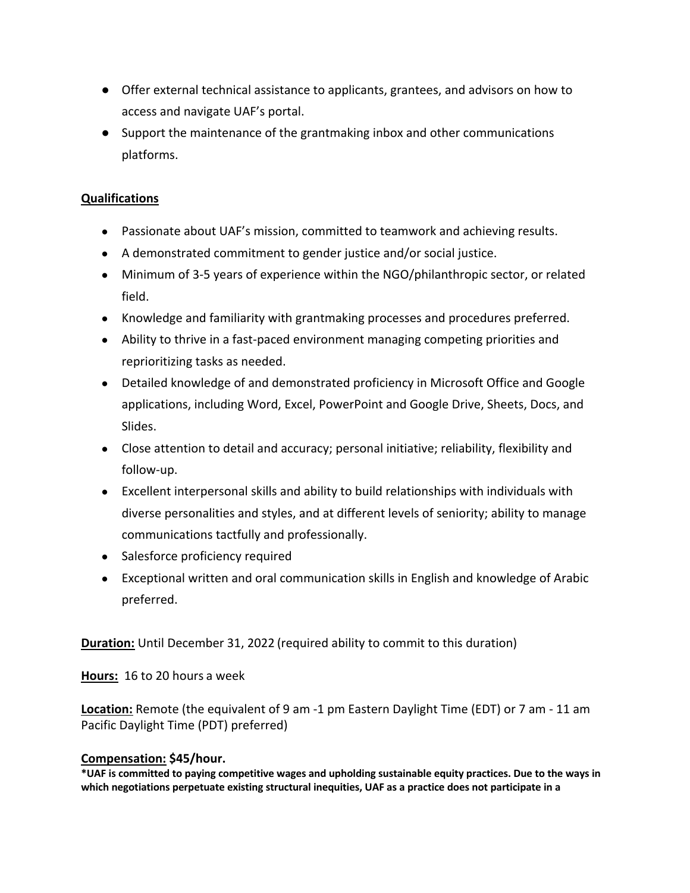- Offer external technical assistance to applicants, grantees, and advisors on how to access and navigate UAF's portal.
- Support the maintenance of the grantmaking inbox and other communications platforms.

## Qualifications

- Passionate about UAF's mission, committed to teamwork and achieving results.
- A demonstrated commitment to gender justice and/or social justice.
- Minimum of 3-5 years of experience within the NGO/philanthropic sector, or related field.
- Knowledge and familiarity with grantmaking processes and procedures preferred.
- Ability to thrive in a fast-paced environment managing competing priorities and reprioritizing tasks as needed.
- Detailed knowledge of and demonstrated proficiency in Microsoft Office and Google applications, including Word, Excel, PowerPoint and Google Drive, Sheets, Docs, and Slides.
- Close attention to detail and accuracy; personal initiative; reliability, flexibility and follow-up.
- Excellent interpersonal skills and ability to build relationships with individuals with diverse personalities and styles, and at different levels of seniority; ability to manage communications tactfully and professionally.
- Salesforce proficiency required
- Exceptional written and oral communication skills in English and knowledge of Arabic preferred.

**Duration:** Until December 31, 2022 (required ability to commit to this duration)

**Hours:** 16 to 20 hours a week

**Location:** Remote (the equivalent of 9 am -1 pm Eastern Daylight Time (EDT) or 7 am - 11 am Pacific Daylight Time (PDT) preferred)

**Compensation: $45/hour.**

**\*UAF is committed to paying competitive wages and upholding sustainable equity practices. Due to the ways in which negotiations perpetuate existing structural inequities, UAF as a practice does not participate in a**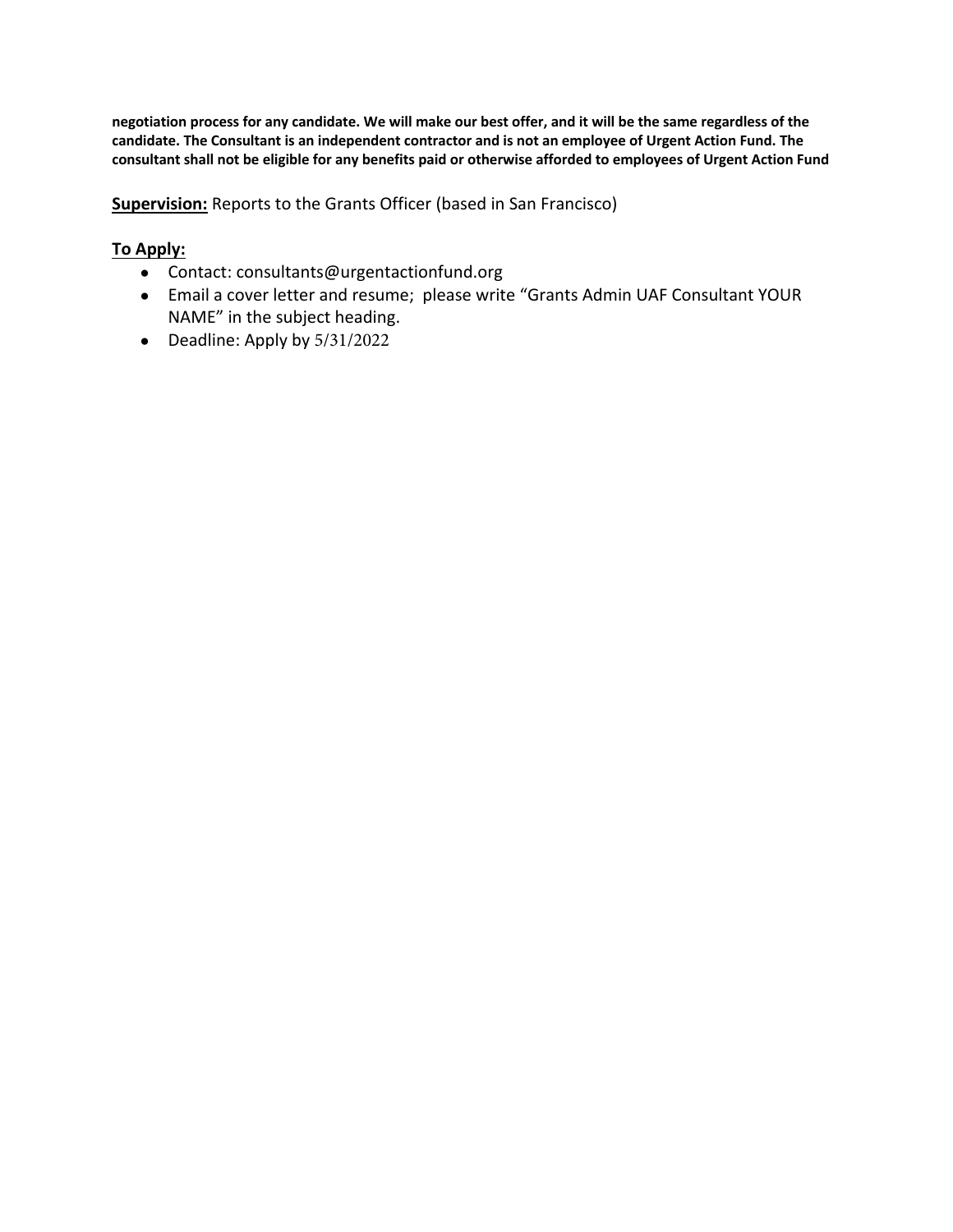**negotiation process for any candidate. We will make our best offer, and it will be the same regardless of the candidate. The Consultant is an independent contractor and is not an employee of Urgent Action Fund. The consultant shall not be eligible for any benefits paid or otherwise afforded to employees of Urgent Action Fund**

**Supervision:** Reports to the Grants Officer (based in San Francisco)

**To Apply:**

- Contact: consultants@urgentactionfund.org
- Email a cover letter and resume; please write "Grants Admin UAF Consultant YOUR NAME" in the subject heading.
- Deadline: Apply by 5/31/2022